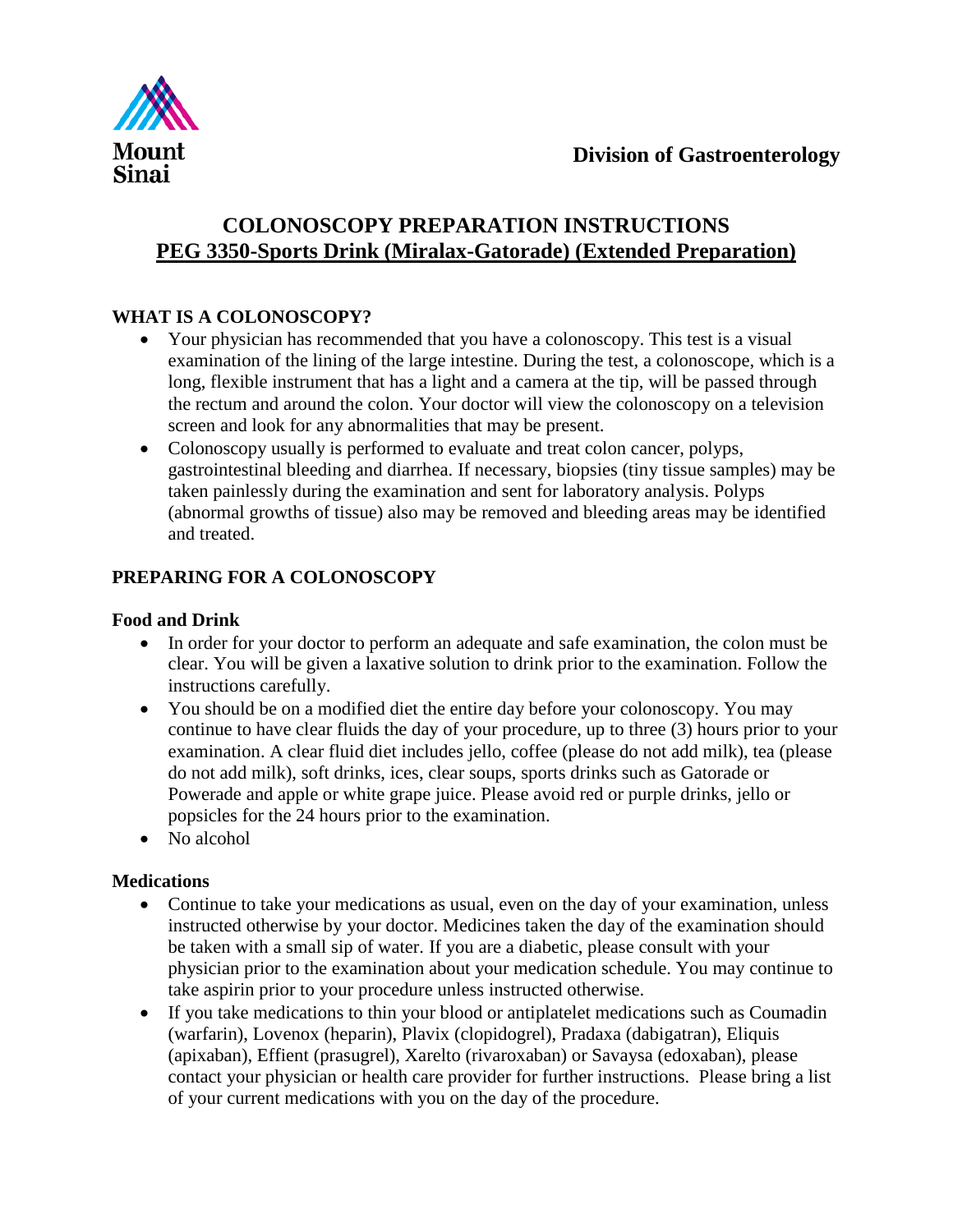Mount Sinai

**Division of Gastroenterology**

# COLONOSCOPY PREPARATION INSTRUCTIONS

## PEG 3350-Sports Drink (Miralax-Gatorade) (Extended Preparation)

### WHAT IS A COLONOSCOPY?

- Your physician has recommended that you have a colonoscopy. This test is a visual examination of the lining of the large intestine. During the test, a colonoscope, which is a long, flexible instrument that has a light and a camera at the tip, will be passed through the rectum and around the colon. Your doctor will view the colonoscopy on a television screen and look for any abnormalities that may be present.
- Colonoscopy usually is performed to evaluate and treat colon cancer, polyps, gastrointestinal bleeding and diarrhea. If necessary, biopsies (tiny tissue samples) may be taken painlessly during the examination and sent for laboratory analysis. Polyps (abnormal growths of tissue) also may be removed and bleeding areas may be identified and treated.

### PREPARING FOR A COLONOSCOPY

#### Food and Drink

- In order for your doctor to perform an adequate and safe examination, the colon must be clear. You will be given a laxative solution to drink prior to the examination. Follow the instructions carefully.
- You should be on a modified diet the entire day before your colonoscopy. You may continue to have clear fluids the day of your procedure, up to three (3) hours prior to your examination. A clear fluid diet includes jello, coffee (please do not add milk), tea (please do not add milk), soft drinks, ices, clear soups, sports drinks such as Gatorade or Powerade and apple or white grape juice. Please avoid red or purple drinks, jello or popsicles for the 24 hours prior to the examination.
- No alcohol

#### Medications

- Continue to take your medications as usual, even on the day of your examination, unless instructed otherwise by your doctor. Medicines taken the day of the examination should be taken with a small sip of water. If you are a diabetic, please consult with your physician prior to the examination about your medication schedule. You may continue to take aspirin prior to your procedure unless instructed otherwise.
- If you take medications to thin your blood or antiplatelet medications such as Coumadin (warfarin), Lovenox (heparin), Plavix (clopidogrel), Pradaxa (dabigatran), Eliquis (apixaban), Effient (prasugrel), Xarelto (rivaroxaban) or Savaysa (edoxaban), please contact your physician or health care provider for further instructions. Please bring a list of your current medications with you on the day of the procedure.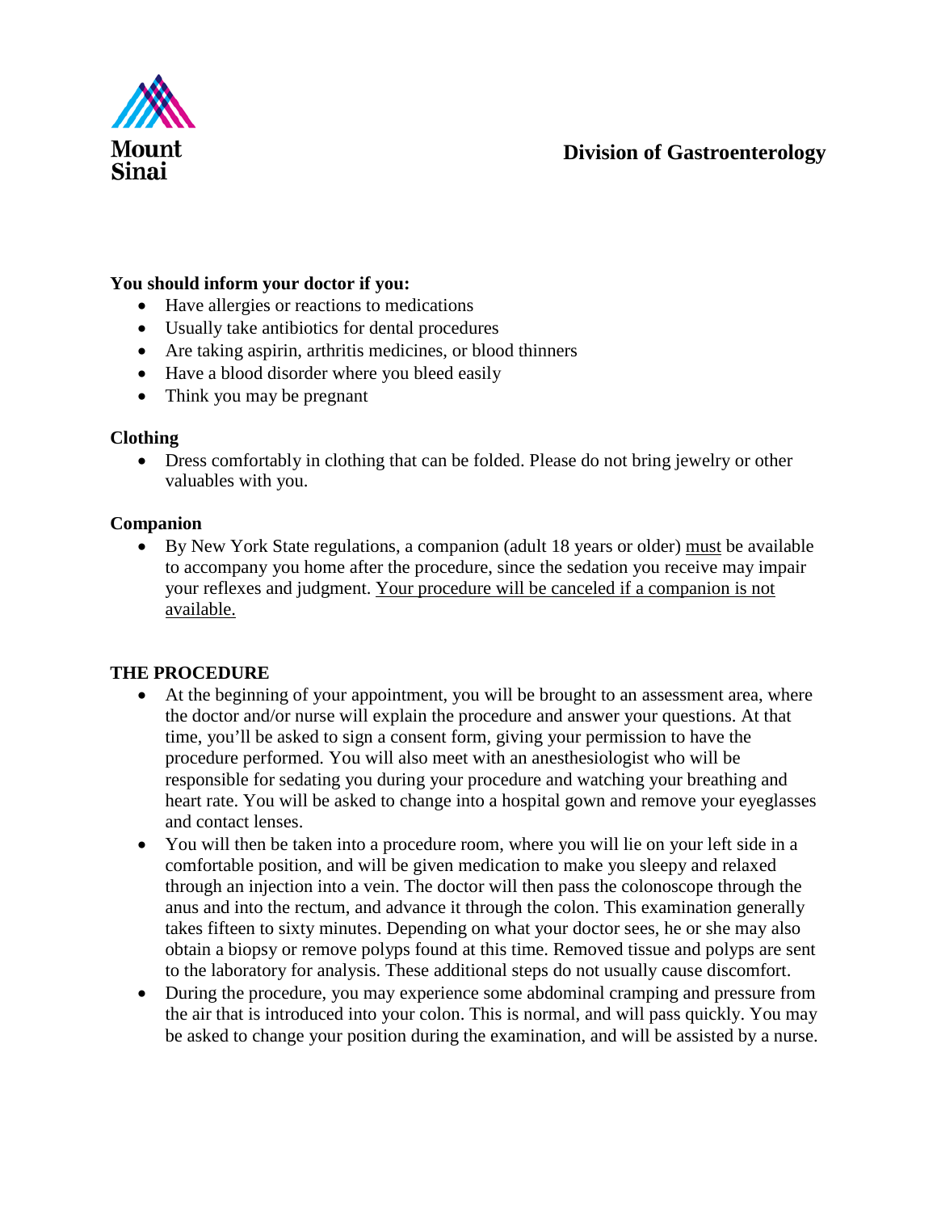**Division of Gastroenterology**

**You should inform your doctor if you:**

- Have allergies or reactions to medications
- Usually take antibiotics for dental procedures
- Are taking aspirin, arthritis medicines, or blood thinners
- Have a blood disorder where you bleed easily
- Think you may be pregnant

**Clothing**

- Dress comfortably in clothing that can be folded. Please do not bring jewelry or other valuables with you.

**Companion**

- By New York State regulations, a companion (adult 18 years or older) must be available to accompany you home after the procedure, since the sedation you receive may impair your reflexes and judgment. Your procedure will be canceled if a companion is not available.

**THE PROCEDURE**

- At the beginning of your appointment, you will be brought to an assessment area, where the doctor and/or nurse will explain the procedure and answer your questions. At that time, you'll be asked to sign a consent form, giving your permission to have the procedure performed. You will also meet with an anesthesiologist who will be responsible for sedating you during your procedure and watching your breathing and heart rate. You will be asked to change into a hospital gown and remove your eyeglasses and contact lenses.
- You will then be taken into a procedure room, where you will lie on your left side in a comfortable position, and will be given medication to make you sleepy and relaxed through an injection into a vein. The doctor will then pass the colonoscope through the anus and into the rectum, and advance it through the colon. This examination generally takes fifteen to sixty minutes. Depending on what your doctor sees, he or she may also obtain a biopsy or remove polyps found at this time. Removed tissue and polyps are sent to the laboratory for analysis. These additional steps do not usually cause discomfort.
- During the procedure, you may experience some abdominal cramping and pressure from the air that is introduced into your colon. This is normal, and will pass quickly. You may be asked to change your position during the examination, and will be assisted by a nurse.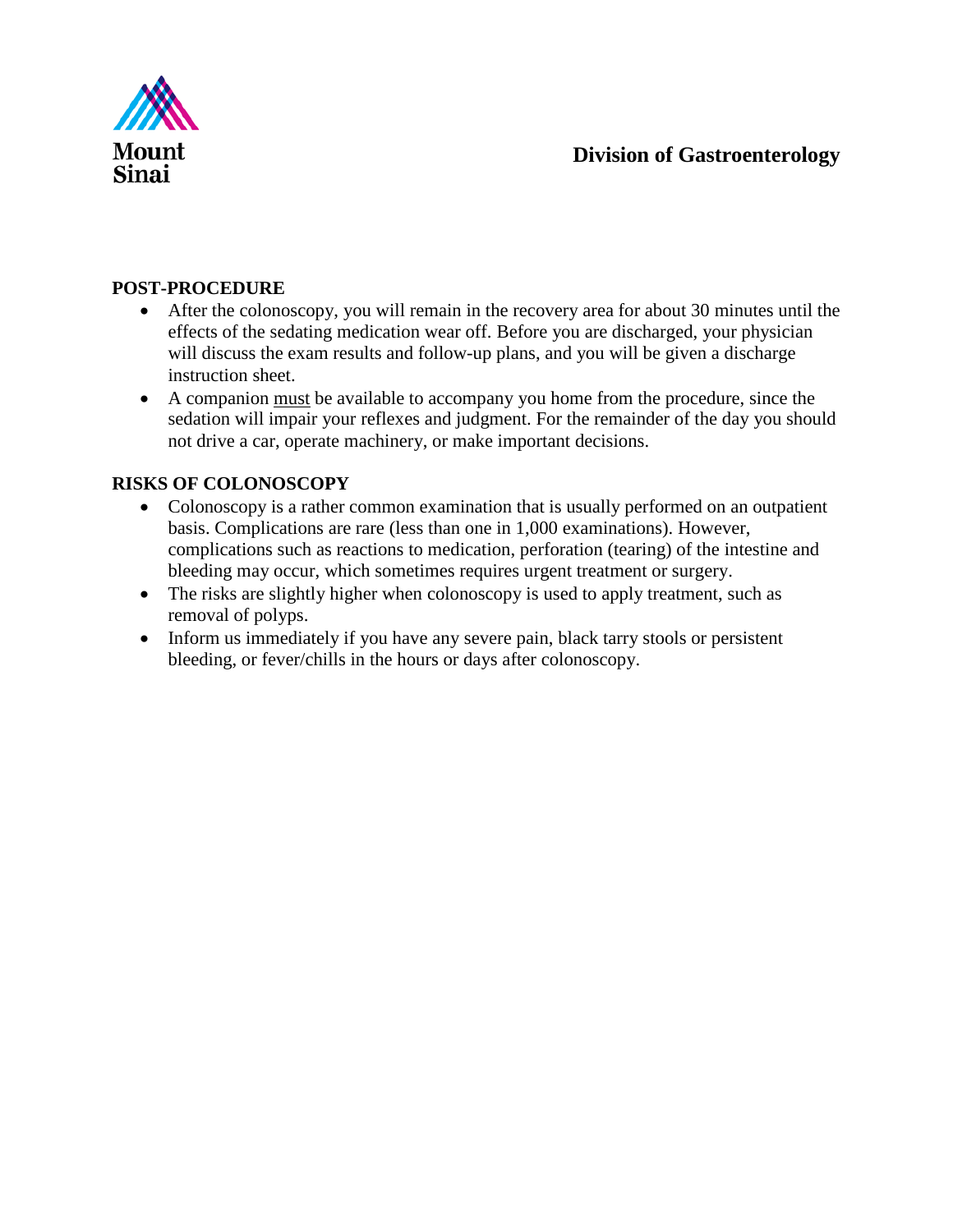## POST-PROCEDURE

- After the colonoscopy, you will remain in the recovery area for about 30 minutes until the effects of the sedating medication wear off. Before you are discharged, your physician will discuss the exam results and follow-up plans, and you will be given a discharge instruction sheet.
- A companion <u>must</u> be available to accompany you home from the procedure, since the sedation will impair your reflexes and judgment. For the remainder of the day you should not drive a car, operate machinery, or make important decisions.

## RISKS OF COLONOSCOPY

- Colonoscopy is a rather common examination that is usually performed on an outpatient basis. Complications are rare (less than one in 1,000 examinations). However, complications such as reactions to medication, perforation (tearing) of the intestine and bleeding may occur, which sometimes requires urgent treatment or surgery.
- The risks are slightly higher when colonoscopy is used to apply treatment, such as removal of polyps.
- Inform us immediately if you have any severe pain, black tarry stools or persistent bleeding, or fever/chills in the hours or days after colonoscopy.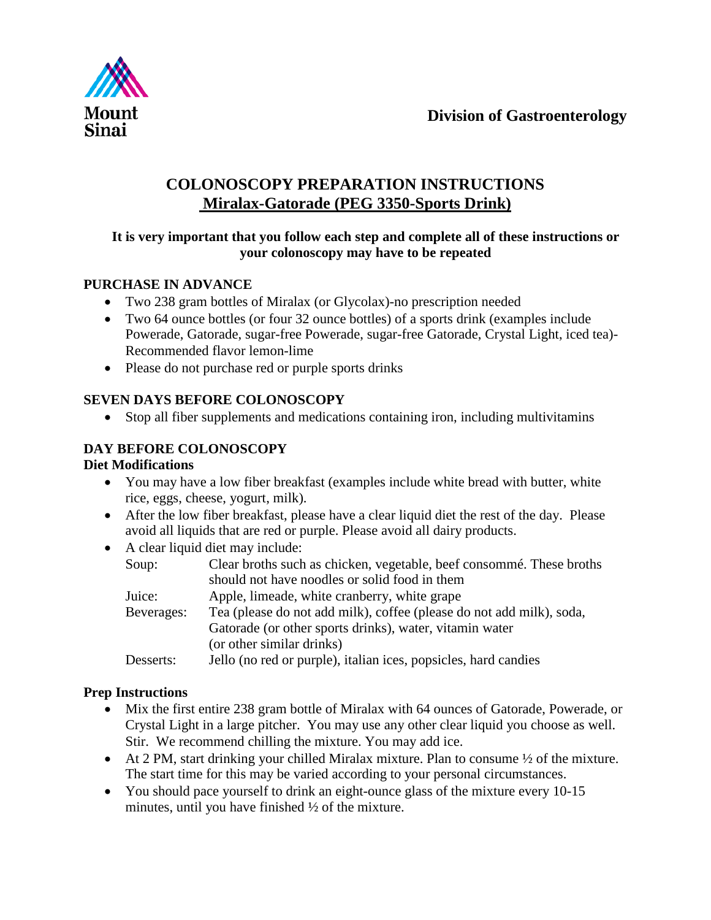Mount Sinai

**Division of Gastroenterology**

# COLONOSCOPY PREPARATION INSTRUCTIONS
## Miralax-Gatorade (PEG 3350-Sports Drink)

**It is very important that you follow each step and complete all of these instructions or your colonoscopy may have to be repeated**

### PURCHASE IN ADVANCE

- Two 238 gram bottles of Miralax (or Glycolax)-no prescription needed
- Two 64 ounce bottles (or four 32 ounce bottles) of a sports drink (examples include Powerade, Gatorade, sugar-free Powerade, sugar-free Gatorade, Crystal Light, iced tea)-Recommended flavor lemon-lime
- Please do not purchase red or purple sports drinks

### SEVEN DAYS BEFORE COLONOSCOPY

- Stop all fiber supplements and medications containing iron, including multivitamins

### DAY BEFORE COLONOSCOPY

**Diet Modifications**

- You may have a low fiber breakfast (examples include white bread with butter, white rice, eggs, cheese, yogurt, milk).
- After the low fiber breakfast, please have a clear liquid diet the rest of the day. Please avoid all liquids that are red or purple. Please avoid all dairy products.
- A clear liquid diet may include:

| | |
|---|---|
| Soup: | Clear broths such as chicken, vegetable, beef consommé. These broths should not have noodles or solid food in them |
| Juice: | Apple, limeade, white cranberry, white grape |
| Beverages: | Tea (please do not add milk), coffee (please do not add milk), soda, Gatorade (or other sports drinks), water, vitamin water (or other similar drinks) |
| Desserts: | Jello (no red or purple), italian ices, popsicles, hard candies |

**Prep Instructions**

- Mix the first entire 238 gram bottle of Miralax with 64 ounces of Gatorade, Powerade, or Crystal Light in a large pitcher. You may use any other clear liquid you choose as well. Stir. We recommend chilling the mixture. You may add ice.
- At 2 PM, start drinking your chilled Miralax mixture. Plan to consume ½ of the mixture. The start time for this may be varied according to your personal circumstances.
- You should pace yourself to drink an eight-ounce glass of the mixture every 10-15 minutes, until you have finished ½ of the mixture.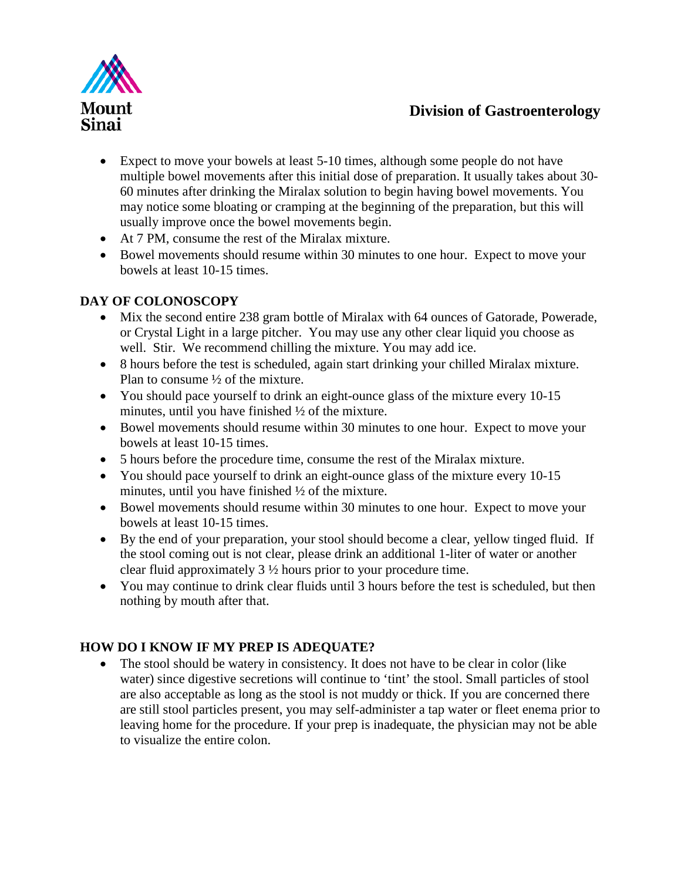- Expect to move your bowels at least 5-10 times, although some people do not have multiple bowel movements after this initial dose of preparation. It usually takes about 30-60 minutes after drinking the Miralax solution to begin having bowel movements. You may notice some bloating or cramping at the beginning of the preparation, but this will usually improve once the bowel movements begin.
- At 7 PM, consume the rest of the Miralax mixture.
- Bowel movements should resume within 30 minutes to one hour. Expect to move your bowels at least 10-15 times.

## DAY OF COLONOSCOPY

- Mix the second entire 238 gram bottle of Miralax with 64 ounces of Gatorade, Powerade, or Crystal Light in a large pitcher. You may use any other clear liquid you choose as well. Stir. We recommend chilling the mixture. You may add ice.
- 8 hours before the test is scheduled, again start drinking your chilled Miralax mixture. Plan to consume ½ of the mixture.
- You should pace yourself to drink an eight-ounce glass of the mixture every 10-15 minutes, until you have finished ½ of the mixture.
- Bowel movements should resume within 30 minutes to one hour. Expect to move your bowels at least 10-15 times.
- 5 hours before the procedure time, consume the rest of the Miralax mixture.
- You should pace yourself to drink an eight-ounce glass of the mixture every 10-15 minutes, until you have finished ½ of the mixture.
- Bowel movements should resume within 30 minutes to one hour. Expect to move your bowels at least 10-15 times.
- By the end of your preparation, your stool should become a clear, yellow tinged fluid. If the stool coming out is not clear, please drink an additional 1-liter of water or another clear fluid approximately 3 ½ hours prior to your procedure time.
- You may continue to drink clear fluids until 3 hours before the test is scheduled, but then nothing by mouth after that.

## HOW DO I KNOW IF MY PREP IS ADEQUATE?

- The stool should be watery in consistency. It does not have to be clear in color (like water) since digestive secretions will continue to 'tint' the stool. Small particles of stool are also acceptable as long as the stool is not muddy or thick. If you are concerned there are still stool particles present, you may self-administer a tap water or fleet enema prior to leaving home for the procedure. If your prep is inadequate, the physician may not be able to visualize the entire colon.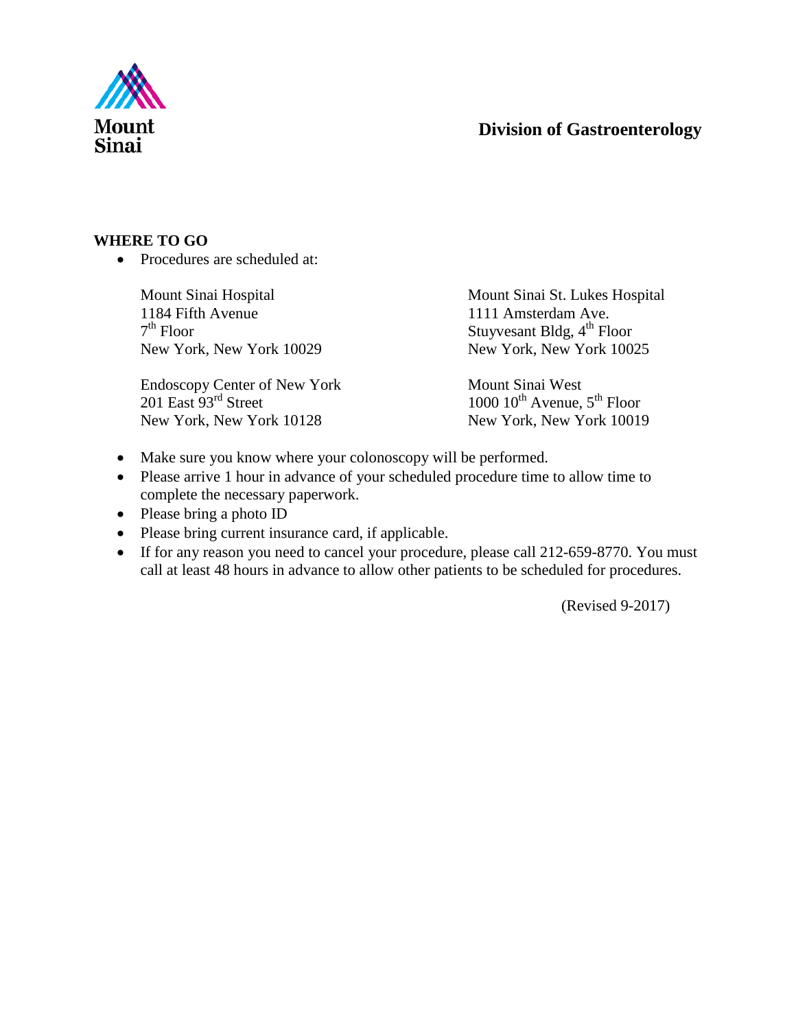Mount Sinai

**Division of Gastroenterology**

**WHERE TO GO**

- Procedures are scheduled at:

  Mount Sinai Hospital
  1184 Fifth Avenue
  7th Floor
  New York, New York 10029

  Mount Sinai St. Lukes Hospital
  1111 Amsterdam Ave.
  Stuyvesant Bldg, 4th Floor
  New York, New York 10025

  Endoscopy Center of New York
  201 East 93rd Street
  New York, New York 10128

  Mount Sinai West
  1000 10th Avenue, 5th Floor
  New York, New York 10019

- Make sure you know where your colonoscopy will be performed.
- Please arrive 1 hour in advance of your scheduled procedure time to allow time to complete the necessary paperwork.
- Please bring a photo ID
- Please bring current insurance card, if applicable.
- If for any reason you need to cancel your procedure, please call 212-659-8770. You must call at least 48 hours in advance to allow other patients to be scheduled for procedures.

(Revised 9-2017)